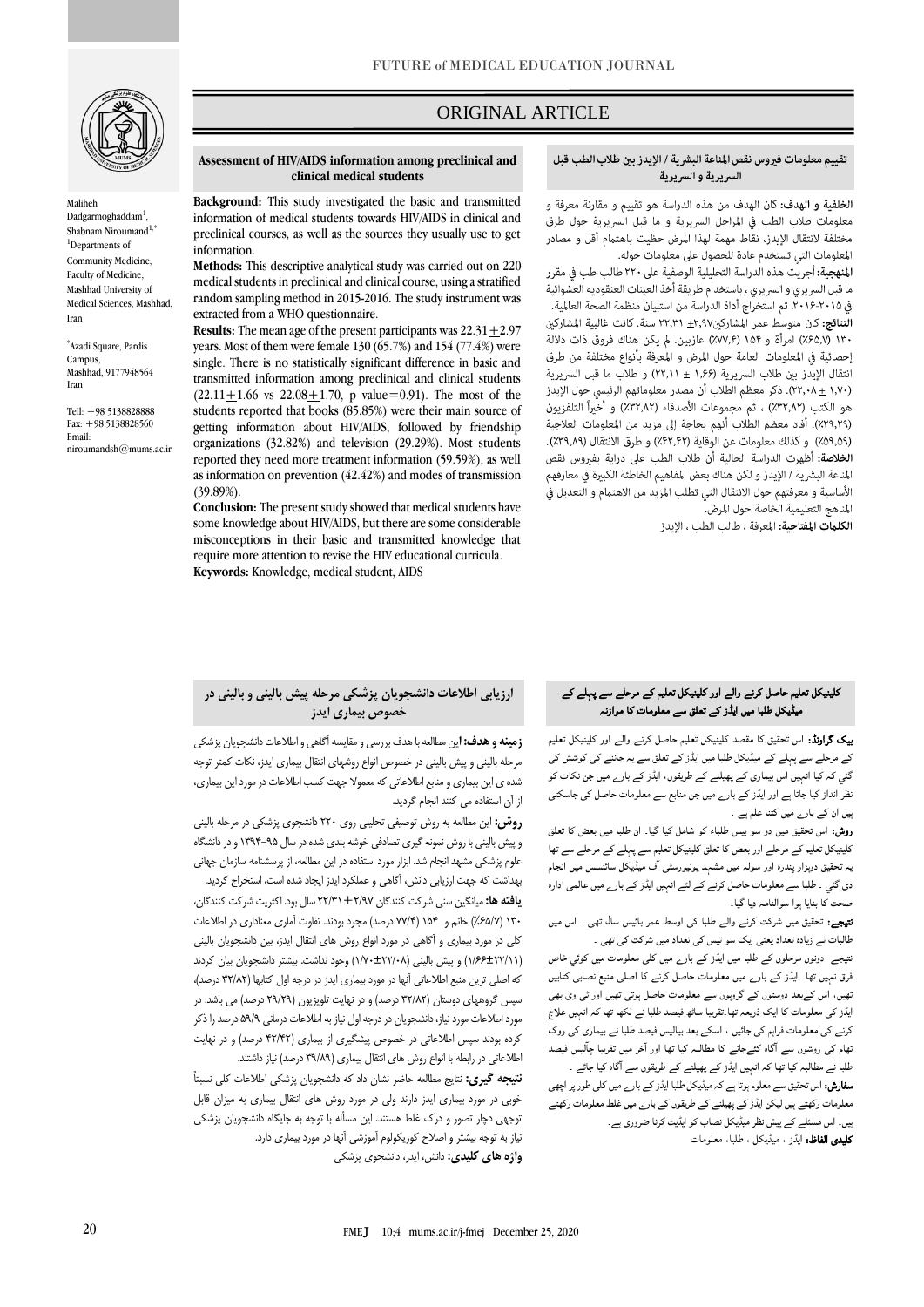ORIGINAL ARTICLE

## Assessment of HIV/AIDS information among preclinical and clinical medical students

Maliheh Dadgarmoghaddam[1], Shabnam Niroumand[1,*]

[1]Departments of Community Medicine, Faculty of Medicine, Mashhad University of Medical Sciences, Mashhad, Iran

[*]Azadi Square, Pardis Campus, Mashhad, 9177948564 Iran

Tell: +98 5138828888
Fax: +98 5138828560
Email: niroumandsh@mums.ac.ir

**Background:** This study investigated the basic and transmitted information of medical students towards HIV/AIDS in clinical and preclinical courses, as well as the sources they usually use to get information.

**Methods:** This descriptive analytical study was carried out on 220 medical students in preclinical and clinical course, using a stratified random sampling method in 2015-2016. The study instrument was extracted from a WHO questionnaire.

**Results:** The mean age of the present participants was 22.31±2.97 years. Most of them were female 130 (65.7%) and 154 (77.4%) were single. There is no statistically significant difference in basic and transmitted information among preclinical and clinical students (22.11±1.66 vs 22.08±1.70, p value=0.91). The most of the students reported that books (85.85%) were their main source of getting information about HIV/AIDS, followed by friendship organizations (32.82%) and television (29.29%). Most students reported they need more treatment information (59.59%), as well as information on prevention (42.42%) and modes of transmission (39.89%).

**Conclusion:** The present study showed that medical students have some knowledge about HIV/AIDS, but there are some considerable misconceptions in their basic and transmitted knowledge that require more attention to revise the HIV educational curricula.

**Keywords:** Knowledge, medical student, AIDS

## تقييم معلومات فيروس نقص المناعة البشرية / الإيدز بين طلاب الطب قبل السريرية و السريرية

**الخلفية و الهدف:** كان الهدف من هذه الدراسة هو تقييم و مقارنة معرفة و معلومات طلاب الطب في المراحل السريرية و ما قبل السريرية حول طرق مختلفة لانتقال الإيدز، نقاط مهمة لهذا المرض حظيت باهتمام أقل و مصادر المعلومات التي تستخدم عادة للحصول على معلومات حوله.

**المنهجية:** أجريت هذه الدراسة التحليلية الوصفية على ٢٢٠ طالب طب في مقرر ما قبل السريري و السريري ، باستخدام طريقة أخذ العينات العنقوديه العشوائية في ٢٠١٥-٢٠١٦. تم استخراج أداة الدراسة من استبيان منظمة الصحة العالمية.

**النتائج:** كان متوسط عمر المشاركين٢،٩٧± ٢٢،٣١ سنة. كانت غالبية المشاركين ١٣٠ (٦٥،٧٪) امرأة و ١٥٤ (٧٧،٤٪) عازبين. لم يكن هناك فروق ذات دلالة إحصائية في المعلومات العامة حول المرض و المعرفة بأنواع مختلفة من طرق انتقال الإيدز بين طلاب السريرية (١،٦٦ ± ٢٢،١١) و طلاب ما قبل السريرية (١،٧٠ ± ٢٢،٠٨). ذكر معظم الطلاب أن مصدر معلوماتهم الرئيسي حول الإيدز هو الكتب (٨٥،٨٥٪) ، ثم مجموعات الأصدقاء (٣٢،٨٢٪) و أخيراً التلفزيون (٢٩،٢٩٪). أفاد معظم الطلاب أنهم بحاجة إلى مزيد من المعلومات العلاجية (٥٩،٥٩٪) و كذلك معلومات عن الوقاية (٤٢،٤٢٪) و طرق الانتقال (٣٩،٨٩٪).

**الخلاصة:** أظهرت الدراسة الحالية أن طلاب الطب على دراية بفيروس نقص المناعة البشرية / الإيدز و لكن هناك بعض المفاهيم الخاطئة الكبيرة في معارفهم الأساسية و معرفتهم حول الانتقال التي تتطلب المزيد من الاهتمام و التعديل في المناهج التعليمية الخاصة حول المرض.

**الكلمات المفتاحية:** المعرفة ، طالب الطب ، الإيدز

## ارزیابی اطلاعات دانشجویان پزشکی مرحله پیش بالینی و بالینی در خصوص بیماری ایدز

**زمینه و هدف:** این مطالعه با هدف بررسی و مقایسه آگاهی و اطلاعات دانشجویان پزشکی مرحله بالینی و پیش بالینی در خصوص انواع روشهای انتقال بیماری ایدز، نکات کمتر توجه شده ی این بیماری و منابع اطلاعاتی که معمولا جهت کسب اطلاعات در مورد این بیماری، از آن استفاده می کنند انجام گردید.

**روش:** این مطالعه به روش توصیفی تحلیلی روی ۲۲۰ دانشجوی پزشکی در مرحله بالینی و پیش بالینی با روش نمونه گیری تصادفی خوشه بندی شده در سال ۹۵-۱۳۹۴ و در دانشگاه علوم پزشکی مشهد انجام شد. ابزار مورد استفاده در این مطالعه، از پرسشنامه سازمان جهانی بهداشت که جهت ارزیابی دانش، آگاهی و عملکرد ایدز ایجاد شده است، استخراج گردید.

**یافته ها:** میانگین سنی شرکت کنندگان ۲/۹۷+۲۲/۳۱ سال بود. اکثریت شرکت کنندگان، ۱۳۰ (۶۵/۷٪) خانم و ۱۵۴ (۷۷/۴ درصد) مجرد بودند. تفاوت آماری معناداری در اطلاعات کلی در مورد بیماری و آگاهی در مورد انواع روش های انتقال ایدز، بین دانشجویان بالینی (۱/۶۶±۲۲/۱۱) و پیش بالینی (۱/۷۰±۲۲/۰۸) وجود نداشت. بیشتر دانشجویان بیان کردند که اصلی ترین منبع اطلاعاتی آنها در مورد بیماری ایدز در درجه اول کتابها (۳۲/۸۲ درصد)، سپس گروههای دوستان (۳۲/۸۲ درصد) و در نهایت تلویزیون (۲۹/۲۹ درصد) می باشد. در مورد اطلاعات مورد نیاز، دانشجویان در درجه اول نیاز به اطلاعات درمانی ۵۹/۹ درصد را ذکر کرده بودند سپس اطلاعاتی در خصوص پیشگیری از بیماری (۴۲/۴۲ درصد) و در نهایت اطلاعاتی در رابطه با انواع روش های انتقال بیماری (۳۹/۸۹ درصد) نیاز داشتند.

**نتیجه گیری:** نتایج مطالعه حاضر نشان داد که دانشجویان پزشکی اطلاعات کلی نسبتاً خوبی در مورد بیماری ایدز دارند ولی در مورد روش های انتقال بیماری به میزان قابل توجهی دچار تصور و درک غلط هستند. این مسأله با توجه به جایگاه دانشجویان پزشکی نیاز به توجه بیشتر و اصلاح کوریکولوم آموزشی آنها در مورد بیماری دارد.

**واژه های کلیدی:** دانش، ایدز، دانشجوی پزشکی

## کلینیکل تعلیم حاصل کرنے والے اور کلینیکل تعلیم کے مرحلے سے پہلے کے میڈیکل طلبا میں ایڈز کے تعلق سے معلومات کا موازنہ

**بیک گراونڈ:** اس تحقیق کا مقصد کلینیکل تعلیم حاصل کرنے والے اور کلینیکل تعلیم کے مرحلے سے پہلے کے میڈیکل طلبا میں ایڈز کے تعلق سے یہ جاننے کی کوشش کی گئي کہ کیا انہیں اس بیماری کے پھیلنے کے طریقوں، ایڈز کے بارے میں جن نکات کو نظر انداز کیا جاتا ہے اور ایڈز کے بارے میں جن منابع سے معلومات حاصل کی جاسکتی ہیں ان کے بارے میں کتنا علم ہے ۔

**روش:** اس تحقیق میں دو سو بیس طلباء کو شامل کیا گيا۔ ان طلبا میں بعض کا تعلق کلینیکل تعلیم کے مرحلے اور بعض کا تعلق کلینیکل تعلیم سے پہلے کے مرحلے سے تھا یہ تحقیق دوہزار پندرہ اور سولہ میں مشہد یونیورسٹی آف میڈیکل سائنسس میں انجام دی گئي ۔ طلبا سے معلومات حاصل کرنے کے لئے انہیں ایڈز کے بارے میں عالمی ادارہ صحت کا بنایا ہوا سوالنامہ دیا گيا۔

**نتیجے:** تحقیق میں شرکت کرنے والے طلبا کی اوسط عمر بائیس سال تھی ۔ اس میں طالبات نے زیادہ تعداد یعنی ایک سو تیس کی تعداد میں شرکت کی تھی ۔
نتیجے دونوں مرحلوں کے طلبا میں ایڈز کے بارے میں کلی معلومات میں کوئي خاص فرق نہیں تھا۔ ایڈز کے بارے میں معلومات حاصل کرنے کا اصلی منبع نصابی کتابیں تھیں، اس کے بعد دوستوں کے گروہوں سے معلومات حاصل ہوتی تھیں اور ٹی وی بھی ایڈز کی معلومات کا ایک ذریعہ تھا۔تقریبا ساٹھ فیصد طلبا نے لکھا تھا کہ انہیں علاج کرنے کی معلومات فراہم کی جائيں ، اسکے بعد بیالیس فیصد طلبا نے بیماری کی روک تھام کی روشوں سے آگاہ کئےجانے کا مطالبہ کیا تھا اور آخر میں تقریبا چالیس فیصد طلبا نے مطالبہ کیا تھا کہ انہیں ایڈز کے پھیلنے کے طریقوں سے آگاہ کیا جائے ۔

**سفارش:** اس تحقیق سے معلوم ہوتا ہے کہ میڈیکل طلبا ایڈز کے بارے میں کلی طور پر اچھی معلومات رکھتے ہیں لیکن ایڈز کے پھیلنے کے طریقوں کے بارے میں غلط معلومات رکھتے ہیں۔ اس مسئلے کے پیش نظر میڈیکل نصاب کو اپڈیٹ کرنا ضروری ہے۔

**کلیدی الفاظ:** ایڈز ، میڈیکل ، طلبا، معلومات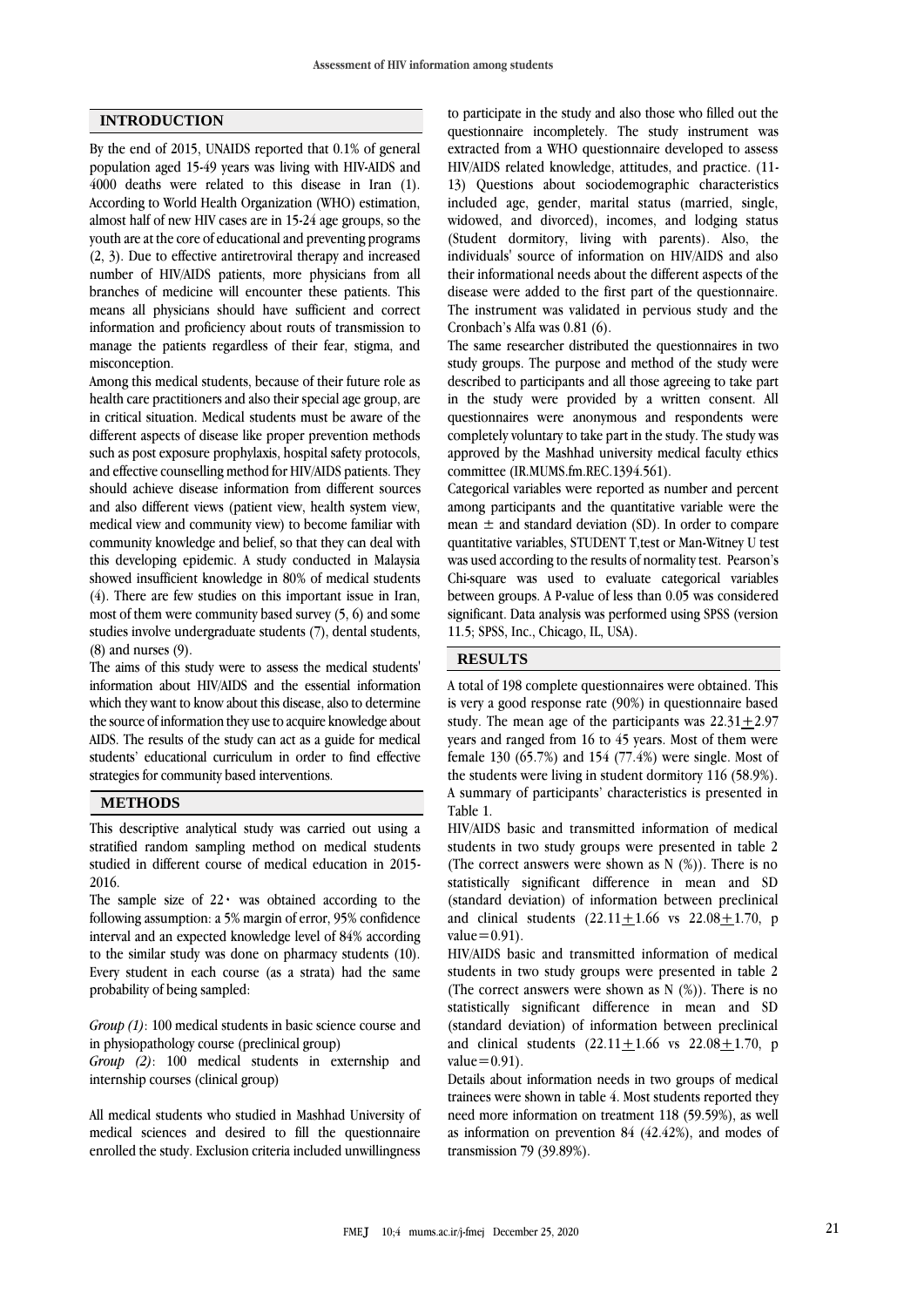## INTRODUCTION

By the end of 2015, UNAIDS reported that 0.1% of general population aged 15-49 years was living with HIV-AIDS and 4000 deaths were related to this disease in Iran (1). According to World Health Organization (WHO) estimation, almost half of new HIV cases are in 15-24 age groups, so the youth are at the core of educational and preventing programs (2, 3). Due to effective antiretroviral therapy and increased number of HIV/AIDS patients, more physicians from all branches of medicine will encounter these patients. This means all physicians should have sufficient and correct information and proficiency about routs of transmission to manage the patients regardless of their fear, stigma, and misconception.

Among this medical students, because of their future role as health care practitioners and also their special age group, are in critical situation. Medical students must be aware of the different aspects of disease like proper prevention methods such as post exposure prophylaxis, hospital safety protocols, and effective counselling method for HIV/AIDS patients. They should achieve disease information from different sources and also different views (patient view, health system view, medical view and community view) to become familiar with community knowledge and belief, so that they can deal with this developing epidemic. A study conducted in Malaysia showed insufficient knowledge in 80% of medical students (4). There are few studies on this important issue in Iran, most of them were community based survey (5, 6) and some studies involve undergraduate students (7), dental students, (8) and nurses (9).

The aims of this study were to assess the medical students' information about HIV/AIDS and the essential information which they want to know about this disease, also to determine the source of information they use to acquire knowledge about AIDS. The results of the study can act as a guide for medical students' educational curriculum in order to find effective strategies for community based interventions.

## METHODS

This descriptive analytical study was carried out using a stratified random sampling method on medical students studied in different course of medical education in 2015-2016.

The sample size of 22٠ was obtained according to the following assumption: a 5% margin of error, 95% confidence interval and an expected knowledge level of 84% according to the similar study was done on pharmacy students (10). Every student in each course (as a strata) had the same probability of being sampled:

*Group (1)*: 100 medical students in basic science course and in physiopathology course (preclinical group)

*Group (2)*: 100 medical students in externship and internship courses (clinical group)

All medical students who studied in Mashhad University of medical sciences and desired to fill the questionnaire enrolled the study. Exclusion criteria included unwillingness to participate in the study and also those who filled out the questionnaire incompletely. The study instrument was extracted from a WHO questionnaire developed to assess HIV/AIDS related knowledge, attitudes, and practice. (11-13) Questions about sociodemographic characteristics included age, gender, marital status (married, single, widowed, and divorced), incomes, and lodging status (Student dormitory, living with parents). Also, the individuals' source of information on HIV/AIDS and also their informational needs about the different aspects of the disease were added to the first part of the questionnaire. The instrument was validated in pervious study and the Cronbach's Alfa was 0.81 (6).

The same researcher distributed the questionnaires in two study groups. The purpose and method of the study were described to participants and all those agreeing to take part in the study were provided by a written consent. All questionnaires were anonymous and respondents were completely voluntary to take part in the study. The study was approved by the Mashhad university medical faculty ethics committee (IR.MUMS.fm.REC.1394.561).

Categorical variables were reported as number and percent among participants and the quantitative variable were the mean ± and standard deviation (SD). In order to compare quantitative variables, STUDENT T,test or Man-Witney U test was used according to the results of normality test. Pearson's Chi-square was used to evaluate categorical variables between groups. A P-value of less than 0.05 was considered significant. Data analysis was performed using SPSS (version 11.5; SPSS, Inc., Chicago, IL, USA).

## RESULTS

A total of 198 complete questionnaires were obtained. This is very a good response rate (90%) in questionnaire based study. The mean age of the participants was 22.31±2.97 years and ranged from 16 to 45 years. Most of them were female 130 (65.7%) and 154 (77.4%) were single. Most of the students were living in student dormitory 116 (58.9%). A summary of participants' characteristics is presented in Table 1.

HIV/AIDS basic and transmitted information of medical students in two study groups were presented in table 2 (The correct answers were shown as N (%)). There is no statistically significant difference in mean and SD (standard deviation) of information between preclinical and clinical students (22.11±1.66 vs 22.08±1.70, p value=0.91).

HIV/AIDS basic and transmitted information of medical students in two study groups were presented in table 2 (The correct answers were shown as N (%)). There is no statistically significant difference in mean and SD (standard deviation) of information between preclinical and clinical students (22.11±1.66 vs 22.08±1.70, p value=0.91).

Details about information needs in two groups of medical trainees were shown in table 4. Most students reported they need more information on treatment 118 (59.59%), as well as information on prevention 84 (42.42%), and modes of transmission 79 (39.89%).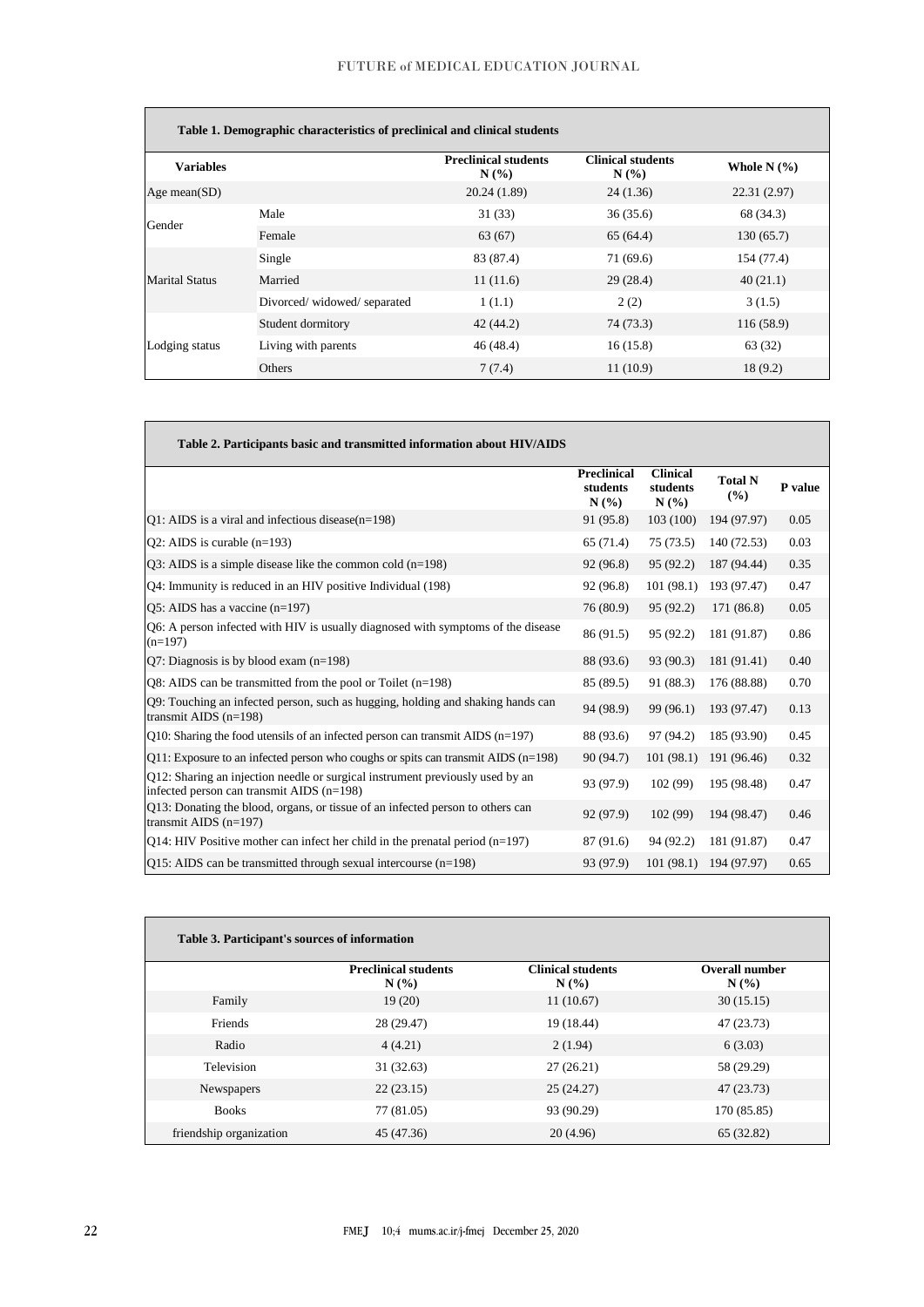**Table 1. Demographic characteristics of preclinical and clinical students**

| Variables | | Preclinical students N (%) | Clinical students N (%) | Whole N (%) |
|---|---|---|---|---|
| Age mean(SD) | | 20.24 (1.89) | 24 (1.36) | 22.31 (2.97) |
| Gender | Male | 31 (33) | 36 (35.6) | 68 (34.3) |
| | Female | 63 (67) | 65 (64.4) | 130 (65.7) |
| Marital Status | Single | 83 (87.4) | 71 (69.6) | 154 (77.4) |
| | Married | 11 (11.6) | 29 (28.4) | 40 (21.1) |
| | Divorced/ widowed/ separated | 1 (1.1) | 2 (2) | 3 (1.5) |
| Lodging status | Student dormitory | 42 (44.2) | 74 (73.3) | 116 (58.9) |
| | Living with parents | 46 (48.4) | 16 (15.8) | 63 (32) |
| | Others | 7 (7.4) | 11 (10.9) | 18 (9.2) |

**Table 2. Participants basic and transmitted information about HIV/AIDS**

| | Preclinical students N (%) | Clinical students N (%) | Total N (%) | P value |
|---|---|---|---|---|
| Q1: AIDS is a viral and infectious disease(n=198) | 91 (95.8) | 103 (100) | 194 (97.97) | 0.05 |
| Q2: AIDS is curable (n=193) | 65 (71.4) | 75 (73.5) | 140 (72.53) | 0.03 |
| Q3: AIDS is a simple disease like the common cold (n=198) | 92 (96.8) | 95 (92.2) | 187 (94.44) | 0.35 |
| Q4: Immunity is reduced in an HIV positive Individual (198) | 92 (96.8) | 101 (98.1) | 193 (97.47) | 0.47 |
| Q5: AIDS has a vaccine (n=197) | 76 (80.9) | 95 (92.2) | 171 (86.8) | 0.05 |
| Q6: A person infected with HIV is usually diagnosed with symptoms of the disease (n=197) | 86 (91.5) | 95 (92.2) | 181 (91.87) | 0.86 |
| Q7: Diagnosis is by blood exam (n=198) | 88 (93.6) | 93 (90.3) | 181 (91.41) | 0.40 |
| Q8: AIDS can be transmitted from the pool or Toilet (n=198) | 85 (89.5) | 91 (88.3) | 176 (88.88) | 0.70 |
| Q9: Touching an infected person, such as hugging, holding and shaking hands can transmit AIDS (n=198) | 94 (98.9) | 99 (96.1) | 193 (97.47) | 0.13 |
| Q10: Sharing the food utensils of an infected person can transmit AIDS (n=197) | 88 (93.6) | 97 (94.2) | 185 (93.90) | 0.45 |
| Q11: Exposure to an infected person who coughs or spits can transmit AIDS (n=198) | 90 (94.7) | 101 (98.1) | 191 (96.46) | 0.32 |
| Q12: Sharing an injection needle or surgical instrument previously used by an infected person can transmit AIDS (n=198) | 93 (97.9) | 102 (99) | 195 (98.48) | 0.47 |
| Q13: Donating the blood, organs, or tissue of an infected person to others can transmit AIDS (n=197) | 92 (97.9) | 102 (99) | 194 (98.47) | 0.46 |
| Q14: HIV Positive mother can infect her child in the prenatal period (n=197) | 87 (91.6) | 94 (92.2) | 181 (91.87) | 0.47 |
| Q15: AIDS can be transmitted through sexual intercourse (n=198) | 93 (97.9) | 101 (98.1) | 194 (97.97) | 0.65 |

**Table 3. Participant's sources of information**

| | Preclinical students N (%) | Clinical students N (%) | Overall number N (%) |
|---|---|---|---|
| Family | 19 (20) | 11 (10.67) | 30 (15.15) |
| Friends | 28 (29.47) | 19 (18.44) | 47 (23.73) |
| Radio | 4 (4.21) | 2 (1.94) | 6 (3.03) |
| Television | 31 (32.63) | 27 (26.21) | 58 (29.29) |
| Newspapers | 22 (23.15) | 25 (24.27) | 47 (23.73) |
| Books | 77 (81.05) | 93 (90.29) | 170 (85.85) |
| friendship organization | 45 (47.36) | 20 (4.96) | 65 (32.82) |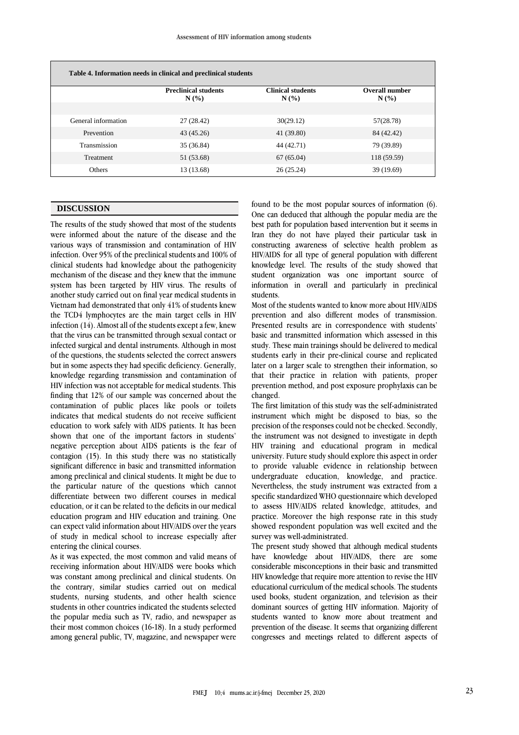**Table 4. Information needs in clinical and preclinical students**

| | Preclinical students N (%) | Clinical students N (%) | Overall number N (%) |
|---|---|---|---|
| General information | 27 (28.42) | 30(29.12) | 57(28.78) |
| Prevention | 43 (45.26) | 41 (39.80) | 84 (42.42) |
| Transmission | 35 (36.84) | 44 (42.71) | 79 (39.89) |
| Treatment | 51 (53.68) | 67 (65.04) | 118 (59.59) |
| Others | 13 (13.68) | 26 (25.24) | 39 (19.69) |

## DISCUSSION

The results of the study showed that most of the students were informed about the nature of the disease and the various ways of transmission and contamination of HIV infection. Over 95% of the preclinical students and 100% of clinical students had knowledge about the pathogenicity mechanism of the disease and they knew that the immune system has been targeted by HIV virus. The results of another study carried out on final year medical students in Vietnam had demonstrated that only 41% of students knew the TCD4 lymphocytes are the main target cells in HIV infection (14). Almost all of the students except a few, knew that the virus can be transmitted through sexual contact or infected surgical and dental instruments. Although in most of the questions, the students selected the correct answers but in some aspects they had specific deficiency. Generally, knowledge regarding transmission and contamination of HIV infection was not acceptable for medical students. This finding that 12% of our sample was concerned about the contamination of public places like pools or toilets indicates that medical students do not receive sufficient education to work safely with AIDS patients. It has been shown that one of the important factors in students' negative perception about AIDS patients is the fear of contagion (15). In this study there was no statistically significant difference in basic and transmitted information among preclinical and clinical students. It might be due to the particular nature of the questions which cannot differentiate between two different courses in medical education, or it can be related to the deficits in our medical education program and HIV education and training. One can expect valid information about HIV/AIDS over the years of study in medical school to increase especially after entering the clinical courses.

As it was expected, the most common and valid means of receiving information about HIV/AIDS were books which was constant among preclinical and clinical students. On the contrary, similar studies carried out on medical students, nursing students, and other health science students in other countries indicated the students selected the popular media such as TV, radio, and newspaper as their most common choices (16-18). In a study performed among general public, TV, magazine, and newspaper were found to be the most popular sources of information (6). One can deduced that although the popular media are the best path for population based intervention but it seems in Iran they do not have played their particular task in constructing awareness of selective health problem as HIV/AIDS for all type of general population with different knowledge level. The results of the study showed that student organization was one important source of information in overall and particularly in preclinical students.

Most of the students wanted to know more about HIV/AIDS prevention and also different modes of transmission. Presented results are in correspondence with students' basic and transmitted information which assessed in this study. These main trainings should be delivered to medical students early in their pre-clinical course and replicated later on a larger scale to strengthen their information, so that their practice in relation with patients, proper prevention method, and post exposure prophylaxis can be changed.

The first limitation of this study was the self-administrated instrument which might be disposed to bias, so the precision of the responses could not be checked. Secondly, the instrument was not designed to investigate in depth HIV training and educational program in medical university. Future study should explore this aspect in order to provide valuable evidence in relationship between undergraduate education, knowledge, and practice. Nevertheless, the study instrument was extracted from a specific standardized WHO questionnaire which developed to assess HIV/AIDS related knowledge, attitudes, and practice. Moreover the high response rate in this study showed respondent population was well excited and the survey was well-administrated.

The present study showed that although medical students have knowledge about HIV/AIDS, there are some considerable misconceptions in their basic and transmitted HIV knowledge that require more attention to revise the HIV educational curriculum of the medical schools. The students used books, student organization, and television as their dominant sources of getting HIV information. Majority of students wanted to know more about treatment and prevention of the disease. It seems that organizing different congresses and meetings related to different aspects of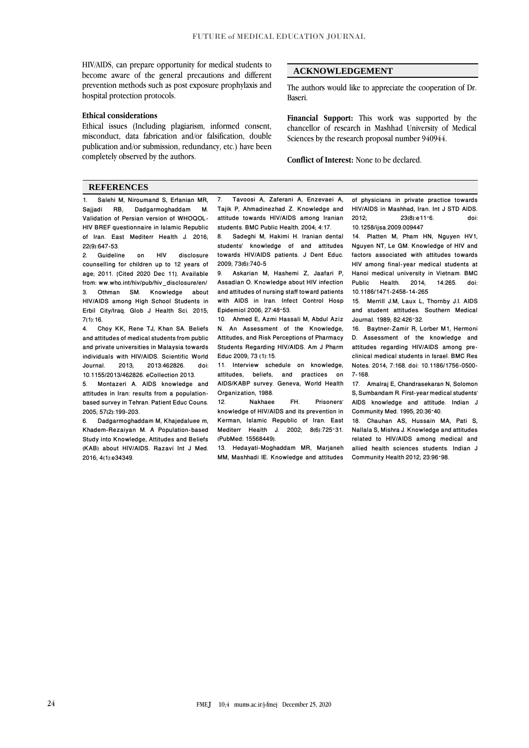HIV/AIDS, can prepare opportunity for medical students to become aware of the general precautions and different prevention methods such as post exposure prophylaxis and hospital protection protocols.

### Ethical considerations

Ethical issues (Including plagiarism, informed consent, misconduct, data fabrication and/or falsification, double publication and/or submission, redundancy, etc.) have been completely observed by the authors.

## ACKNOWLEDGEMENT

The authors would like to appreciate the cooperation of Dr. Baseri.

**Financial Support:** This work was supported by the chancellor of research in Mashhad University of Medical Sciences by the research proposal number 940944.

**Conflict of Interest:** None to be declared.

## REFERENCES

1. Salehi M, Niroumand S, Erfanian MR, Sajjadi RB, Dadgarmoghaddam M. Validation of Persian version of WHOQOL-HIV BREF questionnaire in Islamic Republic of Iran. East Mediterr Health J. 2016; 22(9):647-53.
2. Guideline on HIV disclosure counselling for children up to 12 years of age; 2011. [Cited 2020 Dec 11]. Available from: ww.who.int/hiv/pub/hiv_disclosure/en/
3. Othman SM. Knowledge about HIV/AIDS among High School Students in Erbil City/Iraq. Glob J Health Sci. 2015; 7(1):16.
4. Choy KK, Rene TJ, Khan SA. Beliefs and attitudes of medical students from public and private universities in Malaysia towards individuals with HIV/AIDS. Scientific World Journal. 2013; 2013:462826. doi: 10.1155/2013/462826. eCollection 2013.
5. Montazeri A. AIDS knowledge and attitudes in Iran: results from a population-based survey in Tehran. Patient Educ Couns. 2005; 57(2):199-203.
6. Dadgarmoghaddam M, Khajedaluee m, Khadem-Rezaiyan M. A Population-based Study into Knowledge, Attitudes and Beliefs (KAB) about HIV/AIDS. Razavi Int J Med. 2016; 4(1):e34349.
7. Tavoosi A, Zaferani A, Enzevaei A, Tajik P, Ahmadinezhad Z. Knowledge and attitude towards HIV/AIDS among Iranian students. BMC Public Health. 2004; 4:17.
8. Sadeghi M, Hakimi H. Iranian dental students' knowledge of and attitudes towards HIV/AIDS patients. J Dent Educ. 2009; 73(6):740-5
9. Askarian M, Hashemi Z, Jaafari P, Assadian O. Knowledge about HIV infection and attitudes of nursing staff toward patients with AIDS in Iran. Infect Control Hosp Epidemiol 2006; 27:48-53.
10. Ahmed E, Azmi Hassali M, Abdul Aziz N. An Assessment of the Knowledge, Attitudes, and Risk Perceptions of Pharmacy Students Regarding HIV/AIDS. Am J Pharm Educ 2009; 73 (1):15.
11. Interview schedule on knowledge, attitudes, beliefs, and practices on AIDS/KABP survey. Geneva, World Health Organization, 1988.
12. Nakhaee FH. Prisoners' knowledge of HIV/AIDS and its prevention in Kerman, Islamic Republic of Iran. East Mediterr Health J. 2002; 8(6):725-31. (PubMed: 15568449).
13. Hedayati-Moghaddam MR, Marjaneh MM, Mashhadi IE. Knowledge and attitudes of physicians in private practice towards HIV/AIDS in Mashhad, Iran. Int J STD AIDS. 2012; 23(8):e11-6. doi: 10.1258/ijsa.2009.009447
14. Platten M, Pham HN, Nguyen HV1, Nguyen NT, Le GM. Knowledge of HIV and factors associated with attitudes towards HIV among final-year medical students at Hanoi medical university in Vietnam. BMC Public Health. 2014; 14:265. doi: 10.1186/1471-2458-14-265
15. Merrill J.M, Laux L, Thornby J.I. AIDS and student attitudes. Southern Medical Journal. 1989; 82:426-32.
16. Baytner-Zamir R, Lorber M1, Hermoni D. Assessment of the knowledge and attitudes regarding HIV/AIDS among pre-clinical medical students in Israel. BMC Res Notes. 2014; 7:168. doi: 10.1186/1756-0500-7-168.
17. Amalraj E, Chandrasekaran N, Solomon S, Sumbandam R. First-year medical students' AIDS knowledge and attitude. Indian J Community Med. 1995; 20:36-40.
18. Chauhan AS, Hussain MA, Pati S, Nallala S, Mishra J. Knowledge and attitudes related to HIV/AIDS among medical and allied health sciences students. Indian J Community Health 2012; 23:96-98.